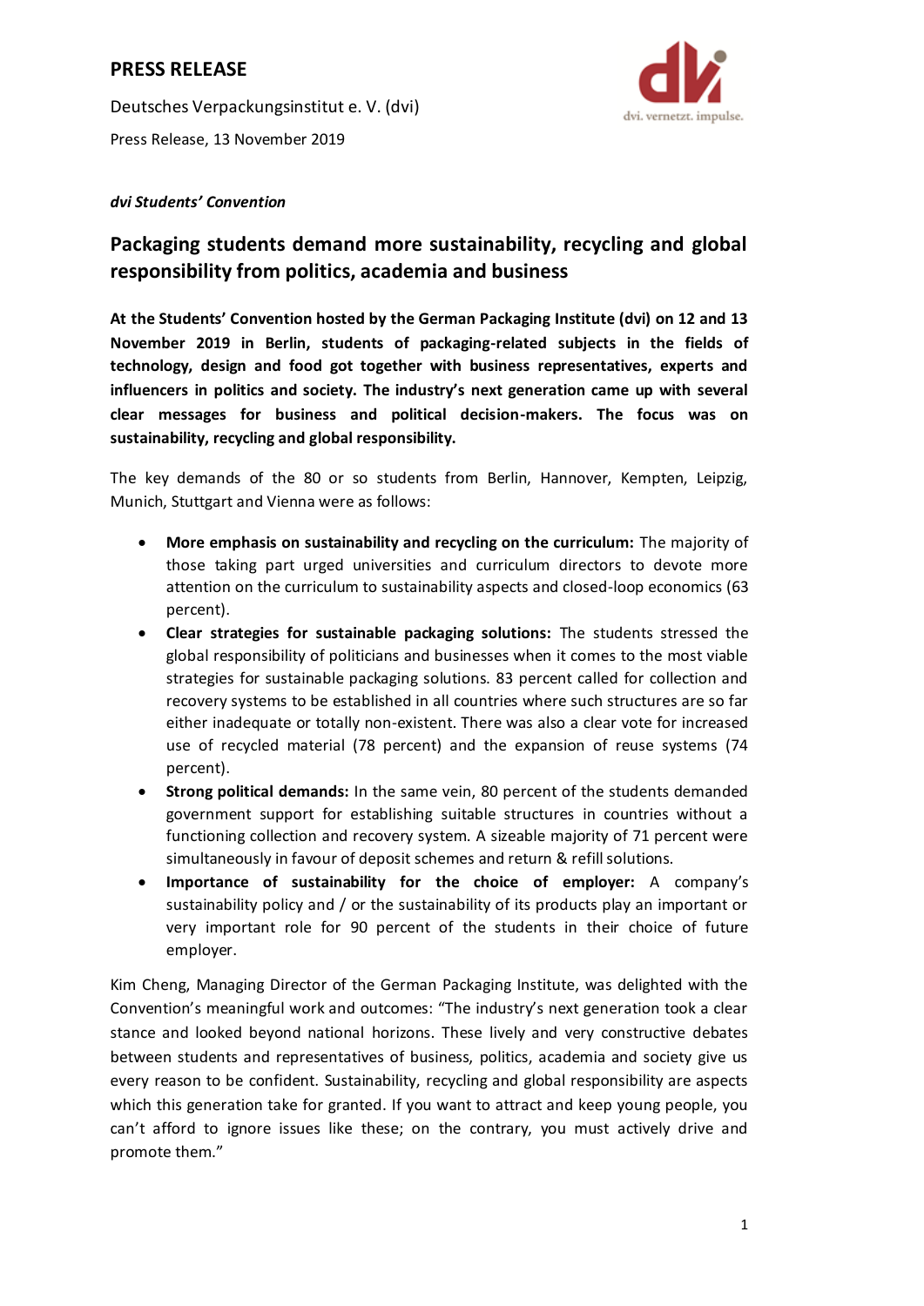# PRESS RELEASE

Deutsches Verpackungsinstitut e. V. (dvi)

Press Release, 13 November 2019

dvi. vernetzt. impulse.

***dvi Students' Convention***

## Packaging students demand more sustainability, recycling and global responsibility from politics, academia and business

**At the Students' Convention hosted by the German Packaging Institute (dvi) on 12 and 13 November 2019 in Berlin, students of packaging-related subjects in the fields of technology, design and food got together with business representatives, experts and influencers in politics and society. The industry's next generation came up with several clear messages for business and political decision-makers. The focus was on sustainability, recycling and global responsibility.**

The key demands of the 80 or so students from Berlin, Hannover, Kempten, Leipzig, Munich, Stuttgart and Vienna were as follows:

- **More emphasis on sustainability and recycling on the curriculum:** The majority of those taking part urged universities and curriculum directors to devote more attention on the curriculum to sustainability aspects and closed-loop economics (63 percent).
- **Clear strategies for sustainable packaging solutions:** The students stressed the global responsibility of politicians and businesses when it comes to the most viable strategies for sustainable packaging solutions. 83 percent called for collection and recovery systems to be established in all countries where such structures are so far either inadequate or totally non-existent. There was also a clear vote for increased use of recycled material (78 percent) and the expansion of reuse systems (74 percent).
- **Strong political demands:** In the same vein, 80 percent of the students demanded government support for establishing suitable structures in countries without a functioning collection and recovery system. A sizeable majority of 71 percent were simultaneously in favour of deposit schemes and return & refill solutions.
- **Importance of sustainability for the choice of employer:** A company's sustainability policy and / or the sustainability of its products play an important or very important role for 90 percent of the students in their choice of future employer.

Kim Cheng, Managing Director of the German Packaging Institute, was delighted with the Convention's meaningful work and outcomes: "The industry's next generation took a clear stance and looked beyond national horizons. These lively and very constructive debates between students and representatives of business, politics, academia and society give us every reason to be confident. Sustainability, recycling and global responsibility are aspects which this generation take for granted. If you want to attract and keep young people, you can't afford to ignore issues like these; on the contrary, you must actively drive and promote them."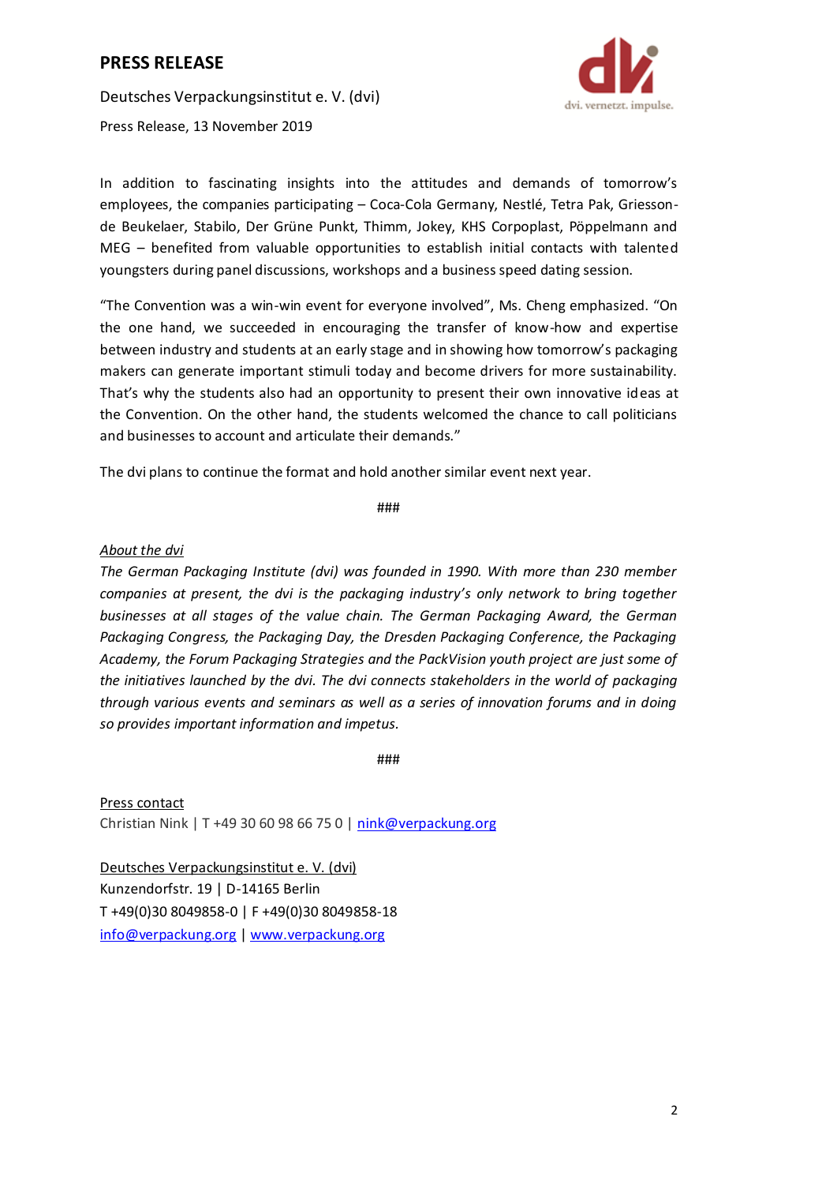# PRESS RELEASE

Deutsches Verpackungsinstitut e. V. (dvi)

Press Release, 13 November 2019

In addition to fascinating insights into the attitudes and demands of tomorrow's employees, the companies participating – Coca-Cola Germany, Nestlé, Tetra Pak, Griesson-de Beukelaer, Stabilo, Der Grüne Punkt, Thimm, Jokey, KHS Corpoplast, Pöppelmann and MEG – benefited from valuable opportunities to establish initial contacts with talented youngsters during panel discussions, workshops and a business speed dating session.

"The Convention was a win-win event for everyone involved", Ms. Cheng emphasized. "On the one hand, we succeeded in encouraging the transfer of know-how and expertise between industry and students at an early stage and in showing how tomorrow's packaging makers can generate important stimuli today and become drivers for more sustainability. That's why the students also had an opportunity to present their own innovative ideas at the Convention. On the other hand, the students welcomed the chance to call politicians and businesses to account and articulate their demands."

The dvi plans to continue the format and hold another similar event next year.

###

*About the dvi*

*The German Packaging Institute (dvi) was founded in 1990. With more than 230 member companies at present, the dvi is the packaging industry's only network to bring together businesses at all stages of the value chain. The German Packaging Award, the German Packaging Congress, the Packaging Day, the Dresden Packaging Conference, the Packaging Academy, the Forum Packaging Strategies and the PackVision youth project are just some of the initiatives launched by the dvi. The dvi connects stakeholders in the world of packaging through various events and seminars as well as a series of innovation forums and in doing so provides important information and impetus.*

###

Press contact

Christian Nink | T +49 30 60 98 66 75 0 | nink@verpackung.org

Deutsches Verpackungsinstitut e. V. (dvi)

Kunzendorfstr. 19 | D-14165 Berlin

T +49(0)30 8049858-0 | F +49(0)30 8049858-18

info@verpackung.org | www.verpackung.org